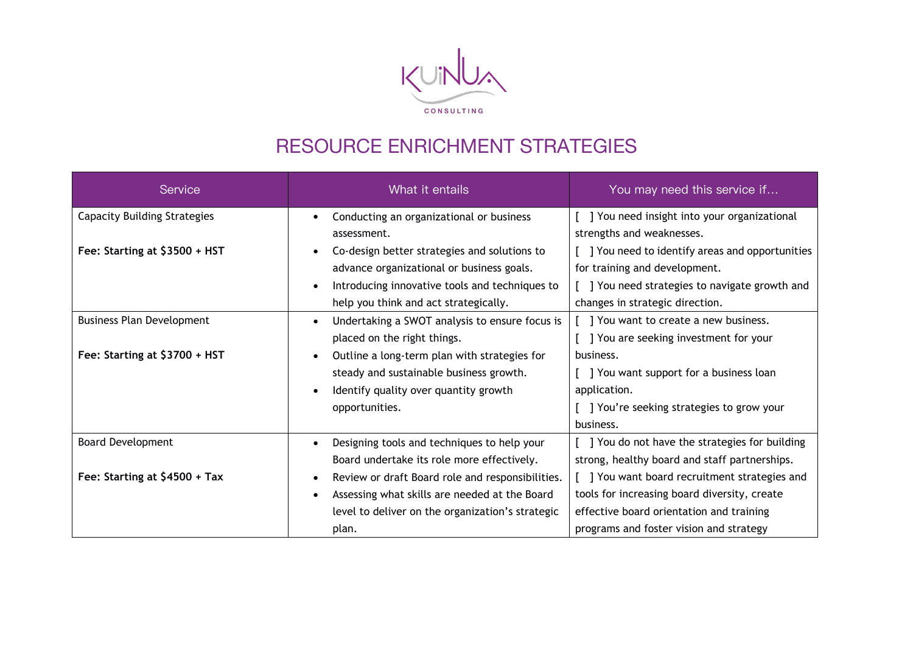KUINUA

CONSULTING

# RESOURCE ENRICHMENT STRATEGIES

| Service | What it entails | You may need this service if… |
|---|---|---|
| Capacity Building Strategies<br><br>**Fee: Starting at $3500 + HST** | • Conducting an organizational or business assessment.<br>• Co-design better strategies and solutions to advance organizational or business goals.<br>• Introducing innovative tools and techniques to help you think and act strategically. | [ ] You need insight into your organizational strengths and weaknesses.<br>[ ] You need to identify areas and opportunities for training and development.<br>[ ] You need strategies to navigate growth and changes in strategic direction. |
| Business Plan Development<br><br>**Fee: Starting at $3700 + HST** | • Undertaking a SWOT analysis to ensure focus is placed on the right things.<br>• Outline a long-term plan with strategies for steady and sustainable business growth.<br>• Identify quality over quantity growth opportunities. | [ ] You want to create a new business.<br>[ ] You are seeking investment for your business.<br>[ ] You want support for a business loan application.<br>[ ] You're seeking strategies to grow your business. |
| Board Development<br><br>**Fee: Starting at $4500 + Tax** | • Designing tools and techniques to help your Board undertake its role more effectively.<br>• Review or draft Board role and responsibilities.<br>• Assessing what skills are needed at the Board level to deliver on the organization's strategic plan. | [ ] You do not have the strategies for building strong, healthy board and staff partnerships.<br>[ ] You want board recruitment strategies and tools for increasing board diversity, create effective board orientation and training programs and foster vision and strategy |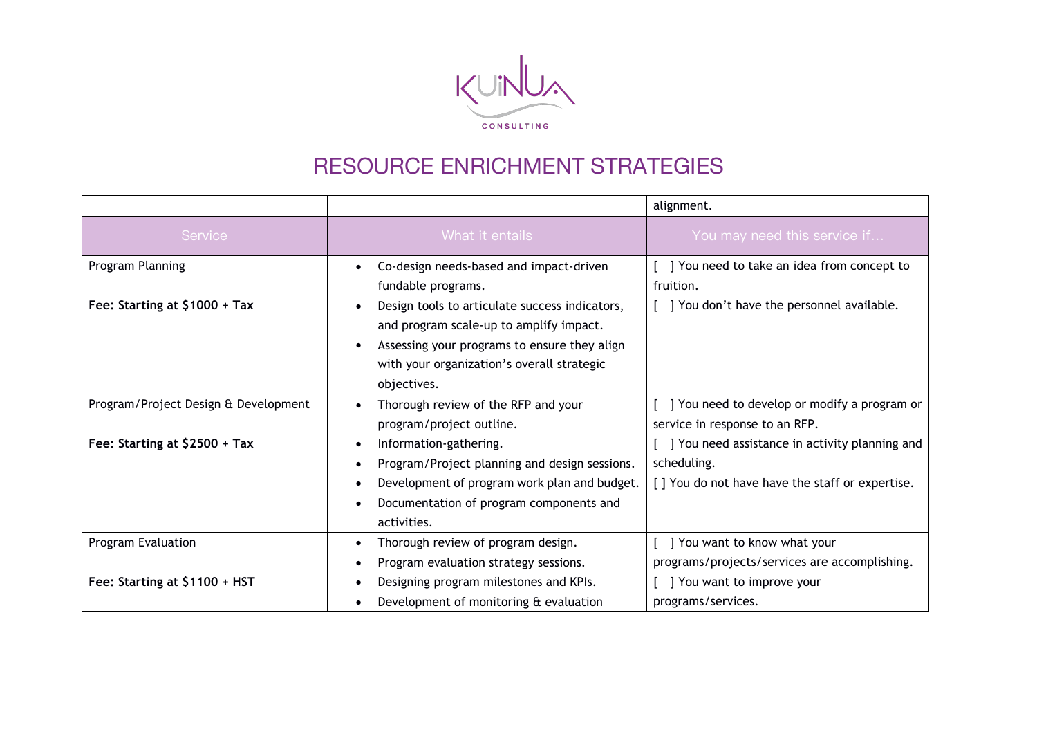# RESOURCE ENRICHMENT STRATEGIES

| | | alignment. |
|---|---|---|
| **Service** | **What it entails** | **You may need this service if…** |
| Program Planning<br><br>**Fee: Starting at $1000 + Tax** | • Co-design needs-based and impact-driven fundable programs.<br>• Design tools to articulate success indicators, and program scale-up to amplify impact.<br>• Assessing your programs to ensure they align with your organization's overall strategic objectives. | [ ] You need to take an idea from concept to fruition.<br>[ ] You don't have the personnel available. |
| Program/Project Design & Development<br><br>**Fee: Starting at $2500 + Tax** | • Thorough review of the RFP and your program/project outline.<br>• Information-gathering.<br>• Program/Project planning and design sessions.<br>• Development of program work plan and budget.<br>• Documentation of program components and activities. | [ ] You need to develop or modify a program or service in response to an RFP.<br>[ ] You need assistance in activity planning and scheduling.<br>[ ] You do not have have the staff or expertise. |
| Program Evaluation<br><br>**Fee: Starting at $1100 + HST** | • Thorough review of program design.<br>• Program evaluation strategy sessions.<br>• Designing program milestones and KPIs.<br>• Development of monitoring & evaluation | [ ] You want to know what your programs/projects/services are accomplishing.<br>[ ] You want to improve your programs/services. |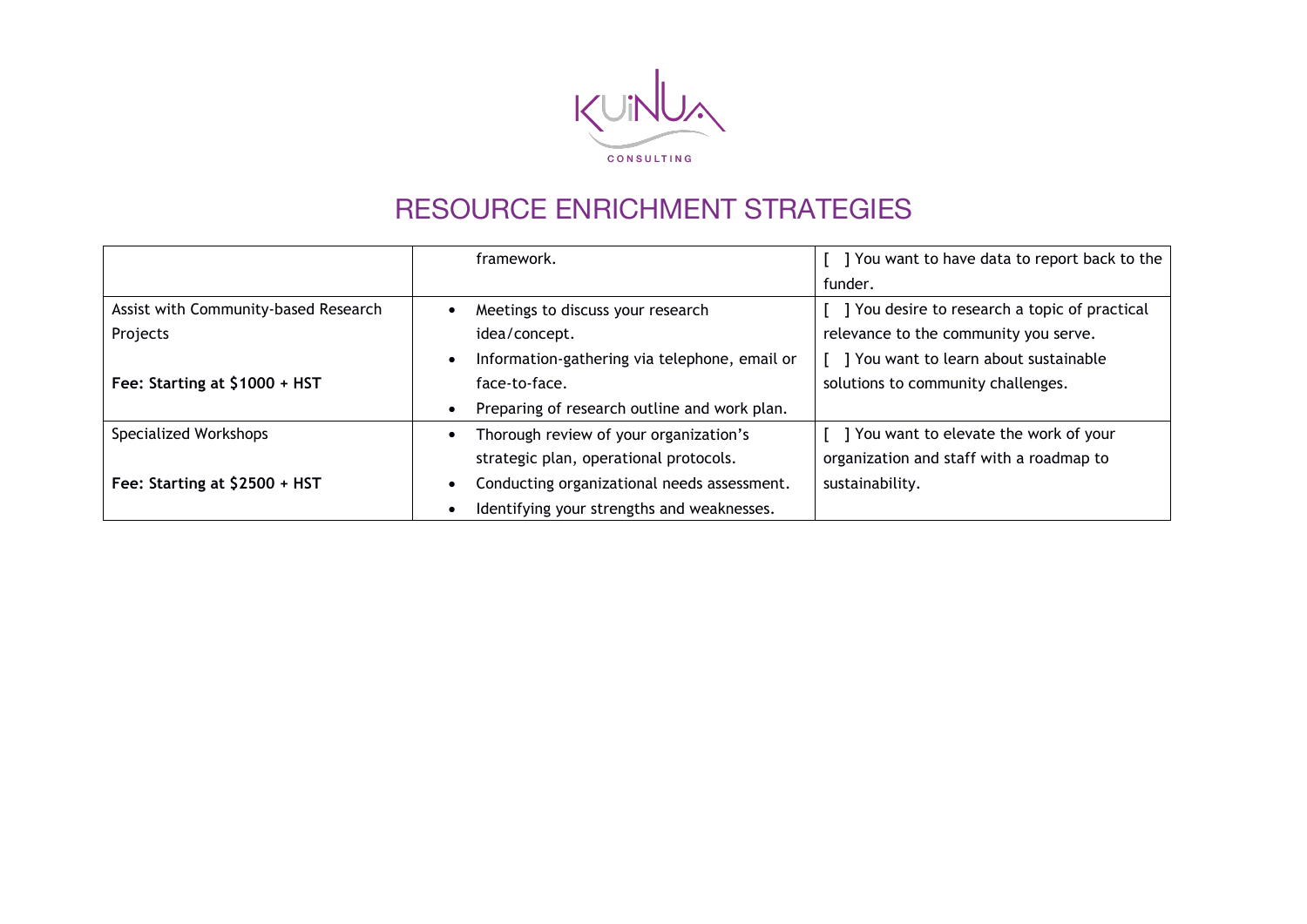KUINUA CONSULTING

# RESOURCE ENRICHMENT STRATEGIES

| | | |
|---|---|---|
| | framework. | [ ] You want to have data to report back to the funder. |
| Assist with Community-based Research Projects<br><br>**Fee: Starting at $1000 + HST** | • Meetings to discuss your research idea/concept.<br>• Information-gathering via telephone, email or face-to-face.<br>• Preparing of research outline and work plan. | [ ] You desire to research a topic of practical relevance to the community you serve.<br>[ ] You want to learn about sustainable solutions to community challenges. |
| Specialized Workshops<br><br>**Fee: Starting at $2500 + HST** | • Thorough review of your organization's strategic plan, operational protocols.<br>• Conducting organizational needs assessment.<br>• Identifying your strengths and weaknesses. | [ ] You want to elevate the work of your organization and staff with a roadmap to sustainability. |